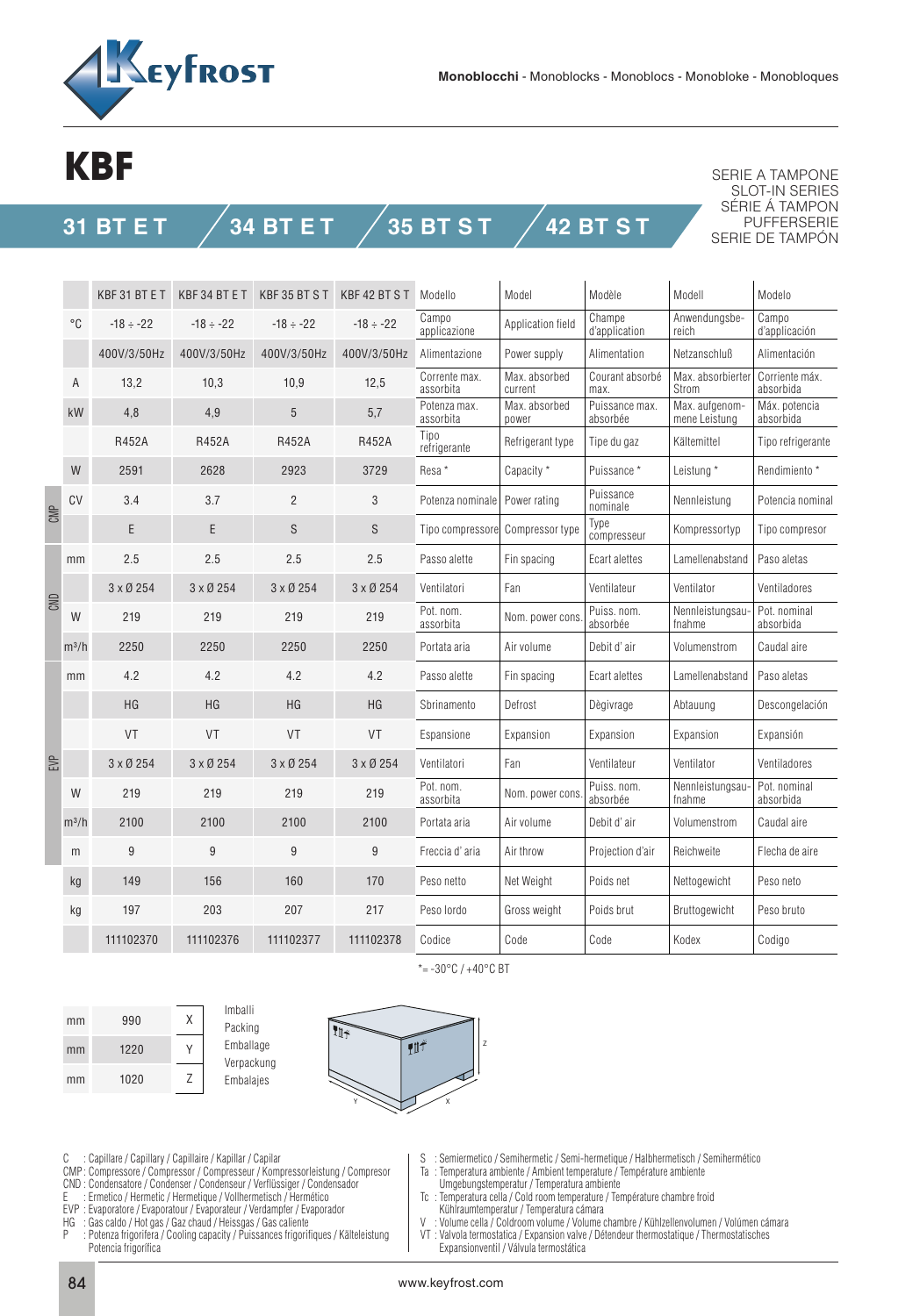**Monoblocchi** - Monoblocks - Monoblocs - Monobloke - Monobloques

# KBF

SERIE A TAMPONE
SLOT-IN SERIES
SÉRIE Á TAMPON
PUFFERSERIE
SERIE DE TAMPÓN

## 31 BT E T / 34 BT E T / 35 BT S T / 42 BT S T

| | | KBF 31 BT E T | KBF 34 BT E T | KBF 35 BT S T | KBF 42 BT S T | Modello | Model | Modèle | Modell | Modelo |
|---|---|---|---|---|---|---|---|---|---|---|
| | °C | -18 ÷ -22 | -18 ÷ -22 | -18 ÷ -22 | -18 ÷ -22 | Campo applicazione | Application field | Champe d'application | Anwendungsbereich | Campo d'applicación |
| | | 400V/3/50Hz | 400V/3/50Hz | 400V/3/50Hz | 400V/3/50Hz | Alimentazione | Power supply | Alimentation | Netzanschluß | Alimentación |
| | A | 13,2 | 10,3 | 10,9 | 12,5 | Corrente max. assorbita | Max. absorbed current | Courant absorbé max. | Max. absorbierter Strom | Corriente máx. absorbida |
| | kW | 4,8 | 4,9 | 5 | 5,7 | Potenza max. assorbita | Max. absorbed power | Puissance max. absorbée | Max. aufgenommene Leistung | Máx. potencia absorbida |
| | | R452A | R452A | R452A | R452A | Tipo refrigerante | Refrigerant type | Tipe du gaz | Kältemittel | Tipo refrigerante |
| | W | 2591 | 2628 | 2923 | 3729 | Resa * | Capacity * | Puissance * | Leistung * | Rendimiento * |
| CMP | CV | 3.4 | 3.7 | 2 | 3 | Potenza nominale | Power rating | Puissance nominale | Nennleistung | Potencia nominal |
| CMP | | E | E | S | S | Tipo compressore | Compressor type | Type compresseur | Kompressortyp | Tipo compresor |
| CND | mm | 2.5 | 2.5 | 2.5 | 2.5 | Passo alette | Fin spacing | Ecart alettes | Lamellenabstand | Paso aletas |
| CND | | 3 x Ø 254 | 3 x Ø 254 | 3 x Ø 254 | 3 x Ø 254 | Ventilatori | Fan | Ventilateur | Ventilator | Ventiladores |
| CND | W | 219 | 219 | 219 | 219 | Pot. nom. assorbita | Nom. power cons. | Puiss. nom. absorbée | Nennleistungsaufnahme | Pot. nominal absorbida |
| CND | m³/h | 2250 | 2250 | 2250 | 2250 | Portata aria | Air volume | Debit d' air | Volumenstrom | Caudal aire |
| EVP | mm | 4.2 | 4.2 | 4.2 | 4.2 | Passo alette | Fin spacing | Ecart alettes | Lamellenabstand | Paso aletas |
| EVP | | HG | HG | HG | HG | Sbrinamento | Defrost | Dègivrage | Abtauung | Descongelación |
| EVP | | VT | VT | VT | VT | Espansione | Expansion | Expansion | Expansion | Expansión |
| EVP | | 3 x Ø 254 | 3 x Ø 254 | 3 x Ø 254 | 3 x Ø 254 | Ventilatori | Fan | Ventilateur | Ventilator | Ventiladores |
| EVP | W | 219 | 219 | 219 | 219 | Pot. nom. assorbita | Nom. power cons. | Puiss. nom. absorbée | Nennleistungsaufnahme | Pot. nominal absorbida |
| EVP | m³/h | 2100 | 2100 | 2100 | 2100 | Portata aria | Air volume | Debit d' air | Volumenstrom | Caudal aire |
| EVP | m | 9 | 9 | 9 | 9 | Freccia d' aria | Air throw | Projection d'air | Reichweite | Flecha de aire |
| | kg | 149 | 156 | 160 | 170 | Peso netto | Net Weight | Poids net | Nettogewicht | Peso neto |
| | kg | 197 | 203 | 207 | 217 | Peso lordo | Gross weight | Poids brut | Bruttogewicht | Peso bruto |
| | | 111102370 | 111102376 | 111102377 | 111102378 | Codice | Code | Code | Kodex | Codigo |

*= -30°C / +40°C BT

| | | | |
|---|---|---|---|
| mm | 990 | X | Imballi / Packing / Emballage / Verpackung / Embalajes |
| mm | 1220 | Y | |
| mm | 1020 | Z | |

C : Capillare / Capillary / Capillaire / Kapillar / Capilar
CMP: Compressore / Compressor / Compresseur / Kompressorleistung / Compresor
CND : Condensatore / Condenser / Condenseur / Verflüssiger / Condensador
E : Ermetico / Hermetic / Hermetique / Vollhermetisch / Hermético
EVP : Evaporatore / Evaporatour / Evaporateur / Verdampfer / Evaporador
HG : Gas caldo / Hot gas / Gaz chaud / Heissgas / Gas caliente
P : Potenza frigorifera / Cooling capacity / Puissances frigorifiques / Kälteleistung Potencia frigorífica

S : Semiermetico / Semihermetic / Semi-hermetique / Halbhermetisch / Semihermético
Ta : Temperatura ambiente / Ambient temperature / Température ambiente Umgebungstemperatur / Temperatura ambiente
Tc : Temperatura cella / Cold room temperature / Température chambre froid Kühlraumtemperatur / Temperatura cámara
V : Volume cella / Coldroom volume / Volume chambre / Kühlzellenvolumen / Volúmen cámara
VT : Valvola termostatica / Expansion valve / Détendeur thermostatique / Thermostatisches Expansionventil / Válvula termostática

www.keyfrost.com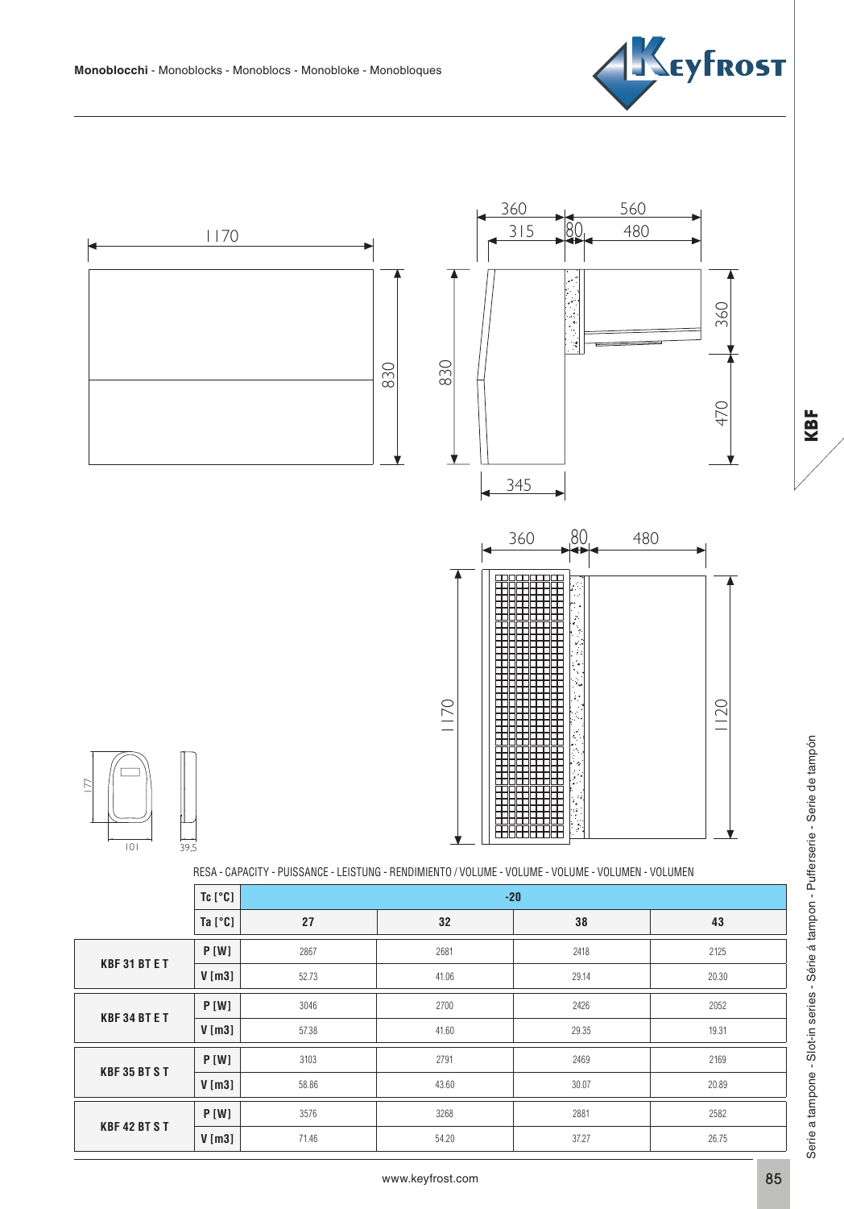**Monoblocchi** - Monoblocks - Monoblocs - Monobloke - Monobloques

1170
830
360
315
80
560
480
360
470
830
345
360
80
480
1170
1120
177
101
39,5

RESA - CAPACITY - PUISSANCE - LEISTUNG - RENDIMIENTO / VOLUME - VOLUME - VOLUME - VOLUMEN - VOLUMEN

| | Tc [°C] | -20 | | | |
|---|---|---|---|---|---|
| | **Ta [°C]** | **27** | **32** | **38** | **43** |
| **KBF 31 BT E T** | **P [W]** | 2867 | 2681 | 2418 | 2125 |
| | **V [m3]** | 52.73 | 41.06 | 29.14 | 20.30 |
| **KBF 34 BT E T** | **P [W]** | 3046 | 2700 | 2426 | 2052 |
| | **V [m3]** | 57.38 | 41.60 | 29.35 | 19.31 |
| **KBF 35 BT S T** | **P [W]** | 3103 | 2791 | 2469 | 2169 |
| | **V [m3]** | 58.86 | 43.60 | 30.07 | 20.89 |
| **KBF 42 BT S T** | **P [W]** | 3576 | 3268 | 2881 | 2582 |
| | **V [m3]** | 71.46 | 54.20 | 37.27 | 26.75 |

www.keyfrost.com